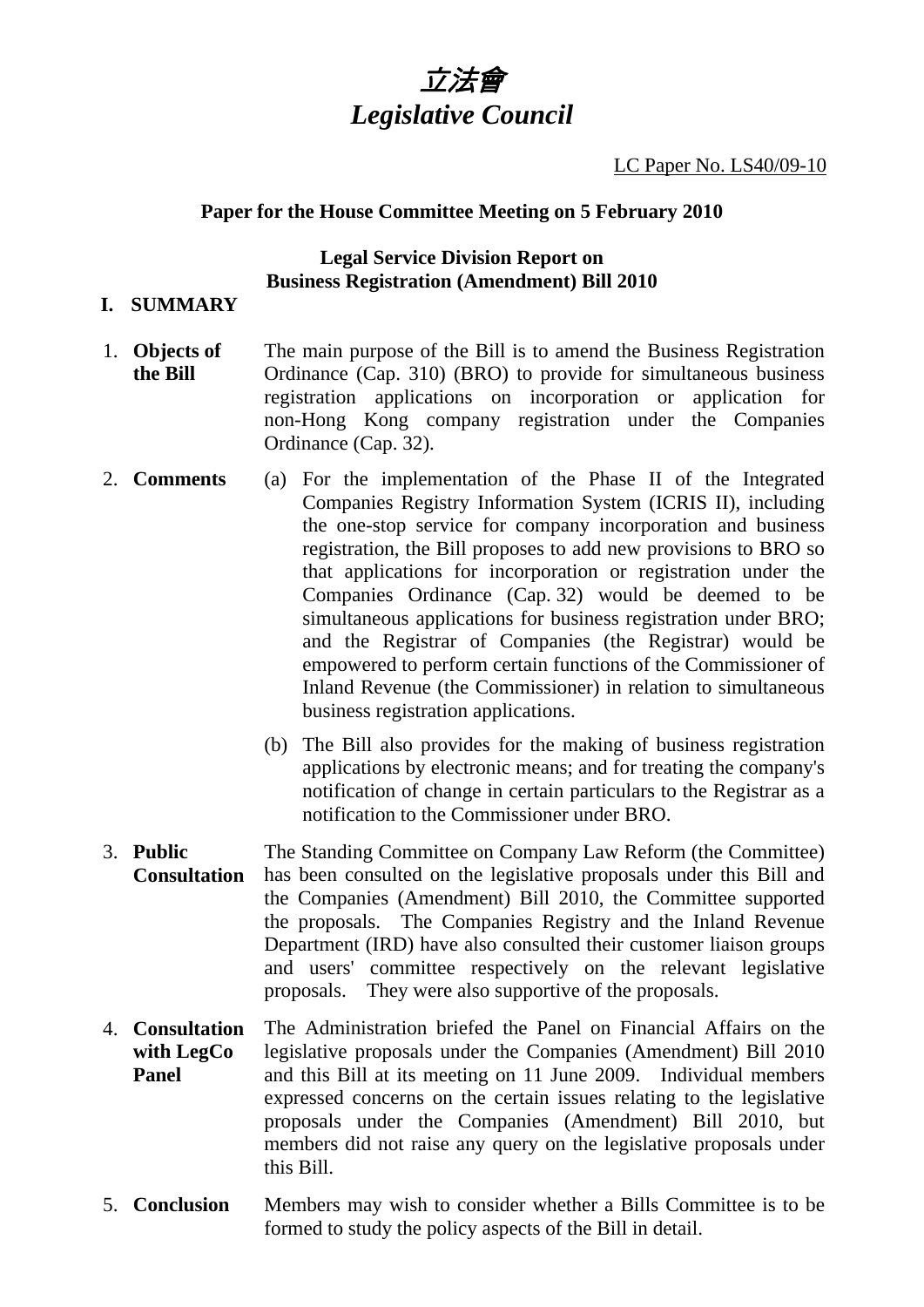# *立法會*
# *Legislative Council*

LC Paper No. LS40/09-10

**Paper for the House Committee Meeting on 5 February 2010**

**Legal Service Division Report on**
**Business Registration (Amendment) Bill 2010**

## I. SUMMARY

1. **Objects of the Bill**

   The main purpose of the Bill is to amend the Business Registration Ordinance (Cap. 310) (BRO) to provide for simultaneous business registration applications on incorporation or application for non-Hong Kong company registration under the Companies Ordinance (Cap. 32).

2. **Comments**

   (a) For the implementation of the Phase II of the Integrated Companies Registry Information System (ICRIS II), including the one-stop service for company incorporation and business registration, the Bill proposes to add new provisions to BRO so that applications for incorporation or registration under the Companies Ordinance (Cap. 32) would be deemed to be simultaneous applications for business registration under BRO; and the Registrar of Companies (the Registrar) would be empowered to perform certain functions of the Commissioner of Inland Revenue (the Commissioner) in relation to simultaneous business registration applications.

   (b) The Bill also provides for the making of business registration applications by electronic means; and for treating the company's notification of change in certain particulars to the Registrar as a notification to the Commissioner under BRO.

3. **Public Consultation**

   The Standing Committee on Company Law Reform (the Committee) has been consulted on the legislative proposals under this Bill and the Companies (Amendment) Bill 2010, the Committee supported the proposals. The Companies Registry and the Inland Revenue Department (IRD) have also consulted their customer liaison groups and users' committee respectively on the relevant legislative proposals. They were also supportive of the proposals.

4. **Consultation with LegCo Panel**

   The Administration briefed the Panel on Financial Affairs on the legislative proposals under the Companies (Amendment) Bill 2010 and this Bill at its meeting on 11 June 2009. Individual members expressed concerns on the certain issues relating to the legislative proposals under the Companies (Amendment) Bill 2010, but members did not raise any query on the legislative proposals under this Bill.

5. **Conclusion**

   Members may wish to consider whether a Bills Committee is to be formed to study the policy aspects of the Bill in detail.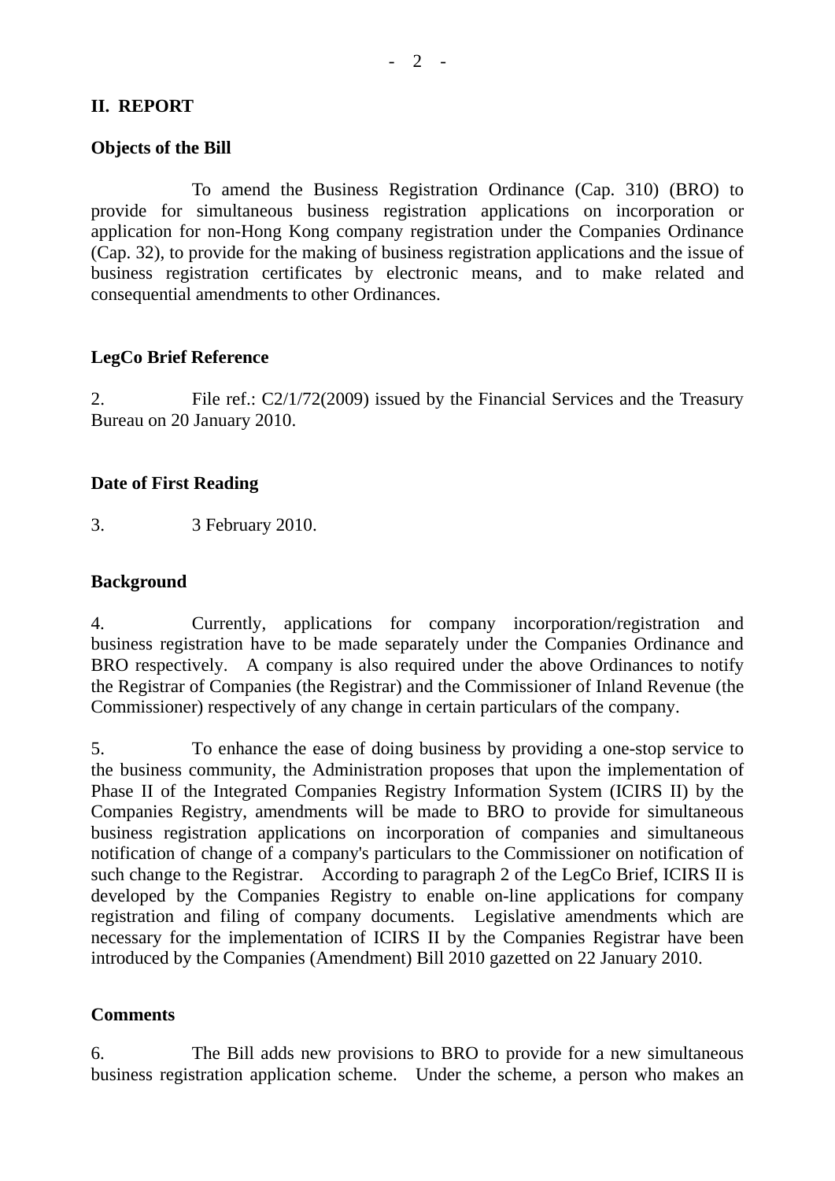## II. REPORT

### Objects of the Bill

To amend the Business Registration Ordinance (Cap. 310) (BRO) to provide for simultaneous business registration applications on incorporation or application for non-Hong Kong company registration under the Companies Ordinance (Cap. 32), to provide for the making of business registration applications and the issue of business registration certificates by electronic means, and to make related and consequential amendments to other Ordinances.

### LegCo Brief Reference

2. File ref.: C2/1/72(2009) issued by the Financial Services and the Treasury Bureau on 20 January 2010.

### Date of First Reading

3. 3 February 2010.

### Background

4. Currently, applications for company incorporation/registration and business registration have to be made separately under the Companies Ordinance and BRO respectively. A company is also required under the above Ordinances to notify the Registrar of Companies (the Registrar) and the Commissioner of Inland Revenue (the Commissioner) respectively of any change in certain particulars of the company.

5. To enhance the ease of doing business by providing a one-stop service to the business community, the Administration proposes that upon the implementation of Phase II of the Integrated Companies Registry Information System (ICIRS II) by the Companies Registry, amendments will be made to BRO to provide for simultaneous business registration applications on incorporation of companies and simultaneous notification of change of a company's particulars to the Commissioner on notification of such change to the Registrar. According to paragraph 2 of the LegCo Brief, ICIRS II is developed by the Companies Registry to enable on-line applications for company registration and filing of company documents. Legislative amendments which are necessary for the implementation of ICIRS II by the Companies Registrar have been introduced by the Companies (Amendment) Bill 2010 gazetted on 22 January 2010.

### Comments

6. The Bill adds new provisions to BRO to provide for a new simultaneous business registration application scheme. Under the scheme, a person who makes an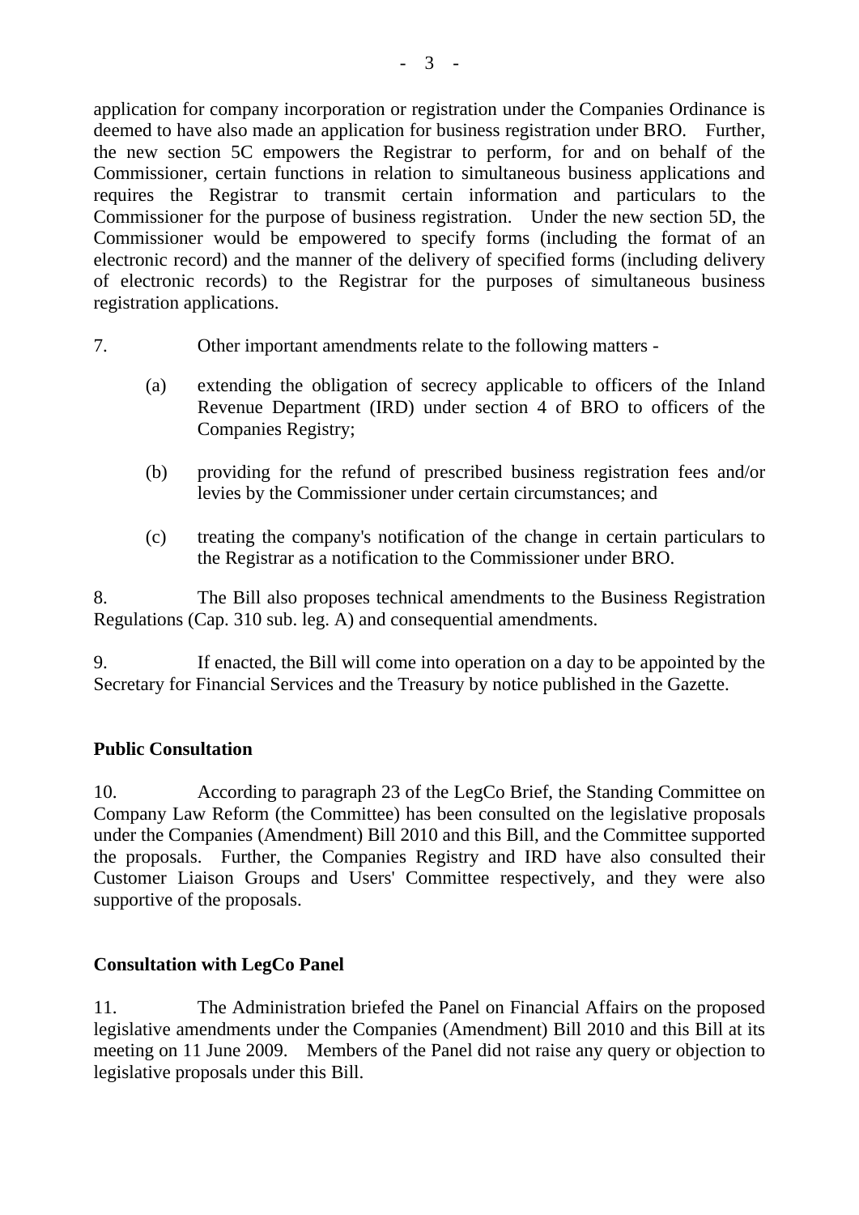application for company incorporation or registration under the Companies Ordinance is deemed to have also made an application for business registration under BRO. Further, the new section 5C empowers the Registrar to perform, for and on behalf of the Commissioner, certain functions in relation to simultaneous business applications and requires the Registrar to transmit certain information and particulars to the Commissioner for the purpose of business registration. Under the new section 5D, the Commissioner would be empowered to specify forms (including the format of an electronic record) and the manner of the delivery of specified forms (including delivery of electronic records) to the Registrar for the purposes of simultaneous business registration applications.

7. Other important amendments relate to the following matters -

(a) extending the obligation of secrecy applicable to officers of the Inland Revenue Department (IRD) under section 4 of BRO to officers of the Companies Registry;

(b) providing for the refund of prescribed business registration fees and/or levies by the Commissioner under certain circumstances; and

(c) treating the company's notification of the change in certain particulars to the Registrar as a notification to the Commissioner under BRO.

8. The Bill also proposes technical amendments to the Business Registration Regulations (Cap. 310 sub. leg. A) and consequential amendments.

9. If enacted, the Bill will come into operation on a day to be appointed by the Secretary for Financial Services and the Treasury by notice published in the Gazette.

## Public Consultation

10. According to paragraph 23 of the LegCo Brief, the Standing Committee on Company Law Reform (the Committee) has been consulted on the legislative proposals under the Companies (Amendment) Bill 2010 and this Bill, and the Committee supported the proposals. Further, the Companies Registry and IRD have also consulted their Customer Liaison Groups and Users' Committee respectively, and they were also supportive of the proposals.

## Consultation with LegCo Panel

11. The Administration briefed the Panel on Financial Affairs on the proposed legislative amendments under the Companies (Amendment) Bill 2010 and this Bill at its meeting on 11 June 2009. Members of the Panel did not raise any query or objection to legislative proposals under this Bill.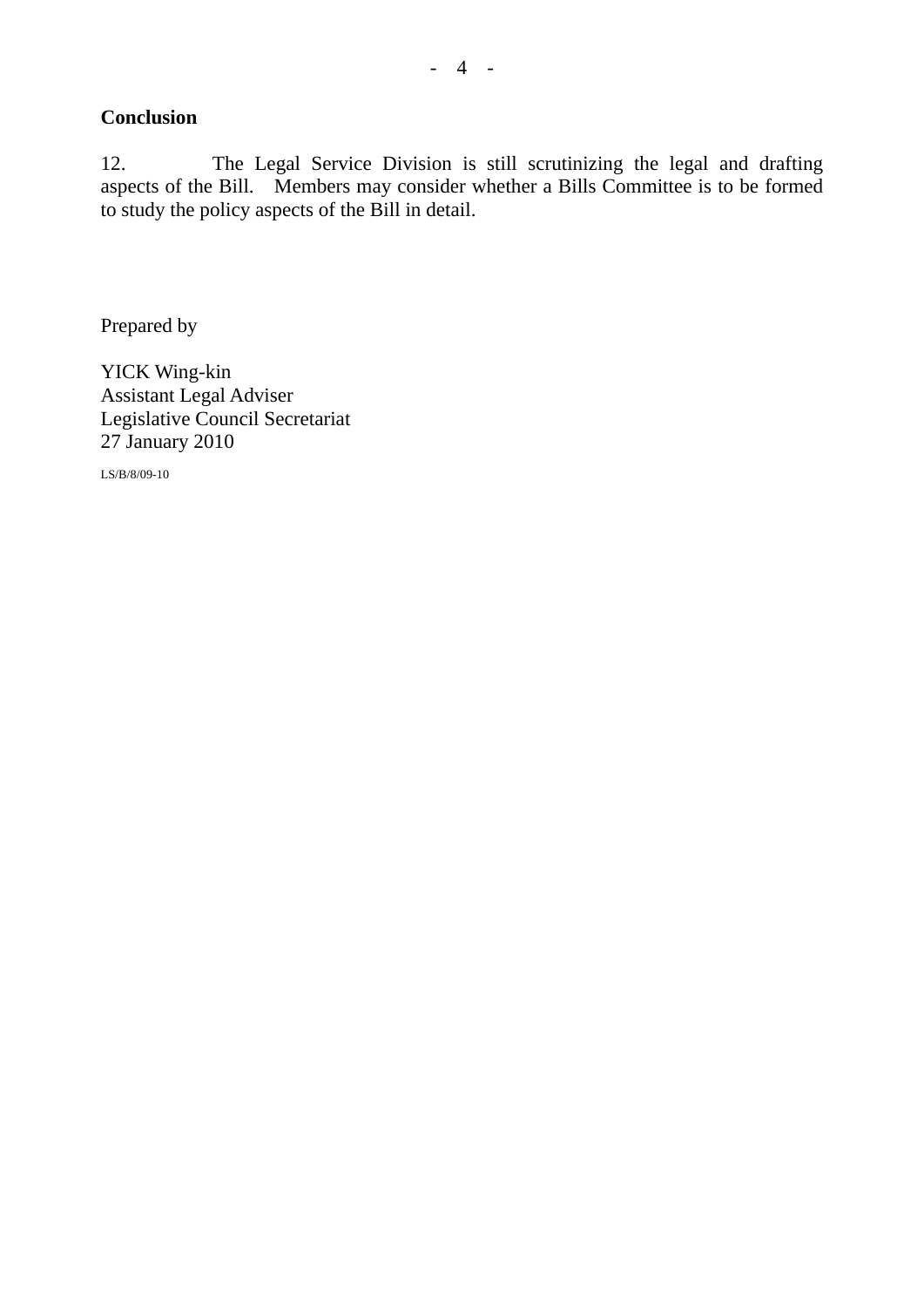**Conclusion**

12. The Legal Service Division is still scrutinizing the legal and drafting aspects of the Bill. Members may consider whether a Bills Committee is to be formed to study the policy aspects of the Bill in detail.

Prepared by

YICK Wing-kin
Assistant Legal Adviser
Legislative Council Secretariat
27 January 2010

LS/B/8/09-10